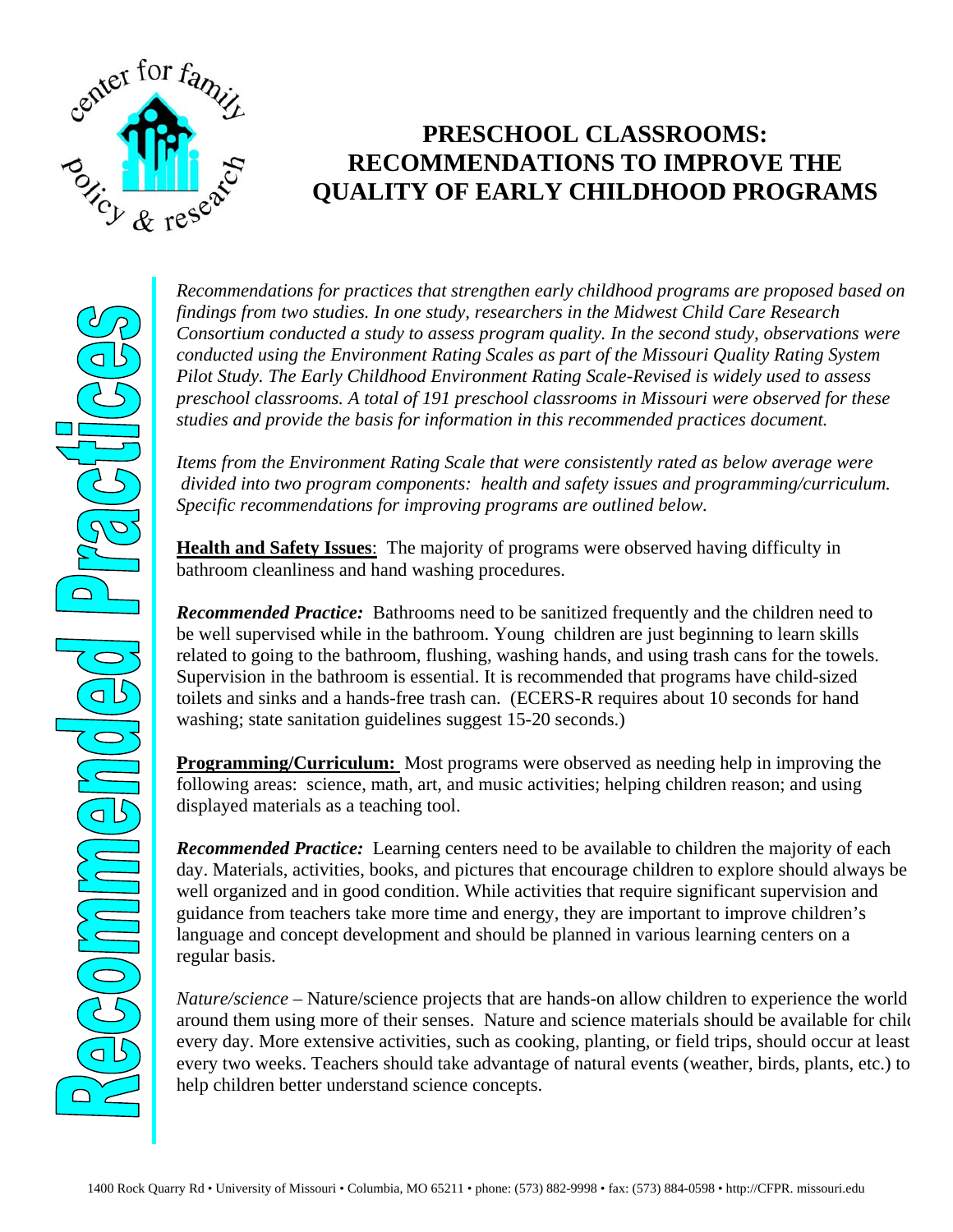# PRESCHOOL CLASSROOMS: RECOMMENDATIONS TO IMPROVE THE QUALITY OF EARLY CHILDHOOD PROGRAMS

Recommended Practices

*Recommendations for practices that strengthen early childhood programs are proposed based on findings from two studies. In one study, researchers in the Midwest Child Care Research Consortium conducted a study to assess program quality. In the second study, observations were conducted using the Environment Rating Scales as part of the Missouri Quality Rating System Pilot Study. The Early Childhood Environment Rating Scale-Revised is widely used to assess preschool classrooms. A total of 191 preschool classrooms in Missouri were observed for these studies and provide the basis for information in this recommended practices document.*

*Items from the Environment Rating Scale that were consistently rated as below average were divided into two program components: health and safety issues and programming/curriculum. Specific recommendations for improving programs are outlined below.*

**Health and Safety Issues**: The majority of programs were observed having difficulty in bathroom cleanliness and hand washing procedures.

***Recommended Practice:*** Bathrooms need to be sanitized frequently and the children need to be well supervised while in the bathroom. Young children are just beginning to learn skills related to going to the bathroom, flushing, washing hands, and using trash cans for the towels. Supervision in the bathroom is essential. It is recommended that programs have child-sized toilets and sinks and a hands-free trash can. (ECERS-R requires about 10 seconds for hand washing; state sanitation guidelines suggest 15-20 seconds.)

**Programming/Curriculum:** Most programs were observed as needing help in improving the following areas: science, math, art, and music activities; helping children reason; and using displayed materials as a teaching tool.

***Recommended Practice:*** Learning centers need to be available to children the majority of each day. Materials, activities, books, and pictures that encourage children to explore should always be well organized and in good condition. While activities that require significant supervision and guidance from teachers take more time and energy, they are important to improve children's language and concept development and should be planned in various learning centers on a regular basis.

*Nature/science* – Nature/science projects that are hands-on allow children to experience the world around them using more of their senses. Nature and science materials should be available for child every day. More extensive activities, such as cooking, planting, or field trips, should occur at least every two weeks. Teachers should take advantage of natural events (weather, birds, plants, etc.) to help children better understand science concepts.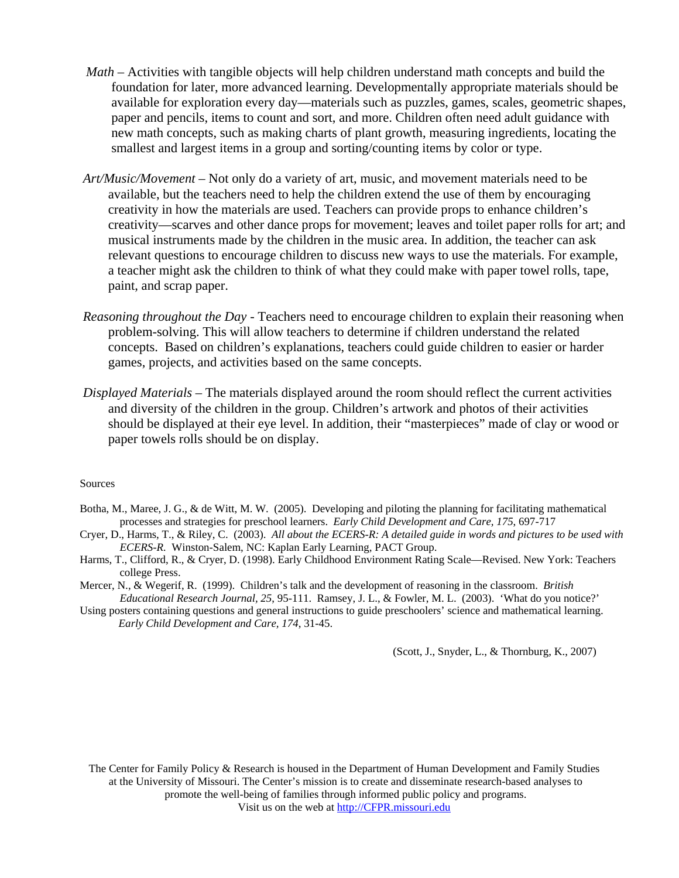*Math* – Activities with tangible objects will help children understand math concepts and build the foundation for later, more advanced learning. Developmentally appropriate materials should be available for exploration every day—materials such as puzzles, games, scales, geometric shapes, paper and pencils, items to count and sort, and more. Children often need adult guidance with new math concepts, such as making charts of plant growth, measuring ingredients, locating the smallest and largest items in a group and sorting/counting items by color or type.

*Art/Music/Movement* – Not only do a variety of art, music, and movement materials need to be available, but the teachers need to help the children extend the use of them by encouraging creativity in how the materials are used. Teachers can provide props to enhance children's creativity—scarves and other dance props for movement; leaves and toilet paper rolls for art; and musical instruments made by the children in the music area. In addition, the teacher can ask relevant questions to encourage children to discuss new ways to use the materials. For example, a teacher might ask the children to think of what they could make with paper towel rolls, tape, paint, and scrap paper.

*Reasoning throughout the Day* - Teachers need to encourage children to explain their reasoning when problem-solving. This will allow teachers to determine if children understand the related concepts. Based on children's explanations, teachers could guide children to easier or harder games, projects, and activities based on the same concepts.

*Displayed Materials* – The materials displayed around the room should reflect the current activities and diversity of the children in the group. Children's artwork and photos of their activities should be displayed at their eye level. In addition, their "masterpieces" made of clay or wood or paper towels rolls should be on display.

Sources

Botha, M., Maree, J. G., & de Witt, M. W. (2005). Developing and piloting the planning for facilitating mathematical processes and strategies for preschool learners. *Early Child Development and Care, 175*, 697-717

Cryer, D., Harms, T., & Riley, C. (2003). *All about the ECERS-R: A detailed guide in words and pictures to be used with ECERS-R.* Winston-Salem, NC: Kaplan Early Learning, PACT Group.

Harms, T., Clifford, R., & Cryer, D. (1998). Early Childhood Environment Rating Scale—Revised. New York: Teachers college Press.

Mercer, N., & Wegerif, R. (1999). Children's talk and the development of reasoning in the classroom. *British Educational Research Journal, 25*, 95-111. Ramsey, J. L., & Fowler, M. L. (2003). 'What do you notice?'

Using posters containing questions and general instructions to guide preschoolers' science and mathematical learning. *Early Child Development and Care, 174*, 31-45.

(Scott, J., Snyder, L., & Thornburg, K., 2007)

The Center for Family Policy & Research is housed in the Department of Human Development and Family Studies at the University of Missouri. The Center's mission is to create and disseminate research-based analyses to promote the well-being of families through informed public policy and programs.
Visit us on the web at [http://CFPR.missouri.edu](http://CFPR.missouri.edu)